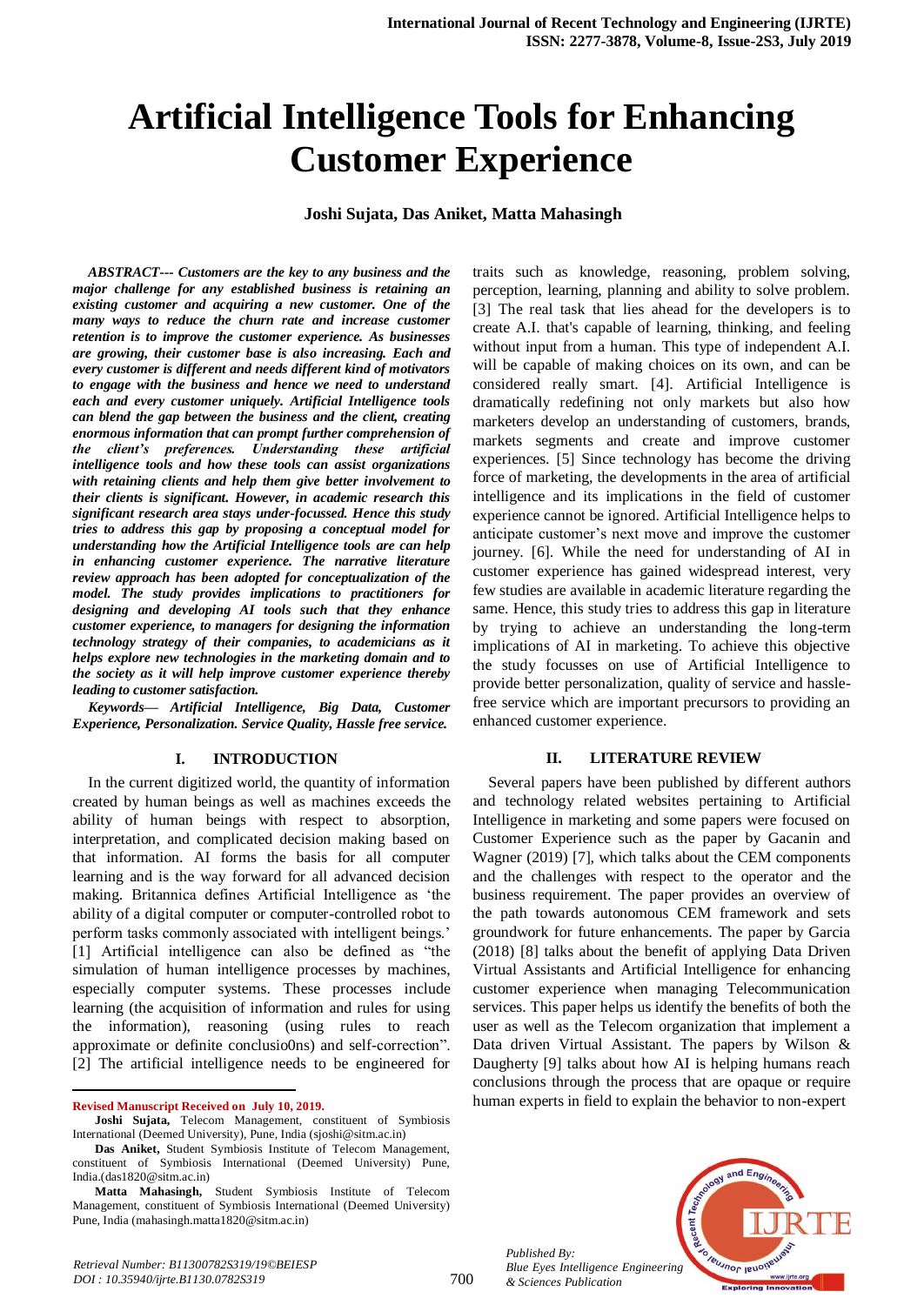# Artificial Intelligence Tools for Enhancing Customer Experience

**Joshi Sujata, Das Aniket, Matta Mahasingh**

***ABSTRACT--- Customers are the key to any business and the major challenge for any established business is retaining an existing customer and acquiring a new customer. One of the many ways to reduce the churn rate and increase customer retention is to improve the customer experience. As businesses are growing, their customer base is also increasing. Each and every customer is different and needs different kind of motivators to engage with the business and hence we need to understand each and every customer uniquely. Artificial Intelligence tools can blend the gap between the business and the client, creating enormous information that can prompt further comprehension of the client's preferences. Understanding these artificial intelligence tools and how these tools can assist organizations with retaining clients and help them give better involvement to their clients is significant. However, in academic research this significant research area stays under-focussed. Hence this study tries to address this gap by proposing a conceptual model for understanding how the Artificial Intelligence tools are can help in enhancing customer experience. The narrative literature review approach has been adopted for conceptualization of the model. The study provides implications to practitioners for designing and developing AI tools such that they enhance customer experience, to managers for designing the information technology strategy of their companies, to academicians as it helps explore new technologies in the marketing domain and to the society as it will help improve customer experience thereby leading to customer satisfaction.***

***Keywords— Artificial Intelligence, Big Data, Customer Experience, Personalization. Service Quality, Hassle free service.***

## I. INTRODUCTION

In the current digitized world, the quantity of information created by human beings as well as machines exceeds the ability of human beings with respect to absorption, interpretation, and complicated decision making based on that information. AI forms the basis for all computer learning and is the way forward for all advanced decision making. Britannica defines Artificial Intelligence as 'the ability of a digital computer or computer-controlled robot to perform tasks commonly associated with intelligent beings.' [1] Artificial intelligence can also be defined as "the simulation of human intelligence processes by machines, especially computer systems. These processes include learning (the acquisition of information and rules for using the information), reasoning (using rules to reach approximate or definite conclusio0ns) and self-correction". [2] The artificial intelligence needs to be engineered for traits such as knowledge, reasoning, problem solving, perception, learning, planning and ability to solve problem. [3] The real task that lies ahead for the developers is to create A.I. that's capable of learning, thinking, and feeling without input from a human. This type of independent A.I. will be capable of making choices on its own, and can be considered really smart. [4]. Artificial Intelligence is dramatically redefining not only markets but also how marketers develop an understanding of customers, brands, markets segments and create and improve customer experiences. [5] Since technology has become the driving force of marketing, the developments in the area of artificial intelligence and its implications in the field of customer experience cannot be ignored. Artificial Intelligence helps to anticipate customer's next move and improve the customer journey. [6]. While the need for understanding of AI in customer experience has gained widespread interest, very few studies are available in academic literature regarding the same. Hence, this study tries to address this gap in literature by trying to achieve an understanding the long-term implications of AI in marketing. To achieve this objective the study focusses on use of Artificial Intelligence to provide better personalization, quality of service and hassle-free service which are important precursors to providing an enhanced customer experience.

## II. LITERATURE REVIEW

Several papers have been published by different authors and technology related websites pertaining to Artificial Intelligence in marketing and some papers were focused on Customer Experience such as the paper by Gacanin and Wagner (2019) [7], which talks about the CEM components and the challenges with respect to the operator and the business requirement. The paper provides an overview of the path towards autonomous CEM framework and sets groundwork for future enhancements. The paper by Garcia (2018) [8] talks about the benefit of applying Data Driven Virtual Assistants and Artificial Intelligence for enhancing customer experience when managing Telecommunication services. This paper helps us identify the benefits of both the user as well as the Telecom organization that implement a Data driven Virtual Assistant. The papers by Wilson & Daugherty [9] talks about how AI is helping humans reach conclusions through the process that are opaque or require human experts in field to explain the behavior to non-expert

---

**Revised Manuscript Received on July 10, 2019.**

**Joshi Sujata,** Telecom Management, constituent of Symbiosis International (Deemed University), Pune, India (sjoshi@sitm.ac.in)

**Das Aniket,** Student Symbiosis Institute of Telecom Management, constituent of Symbiosis International (Deemed University) Pune, India.(das1820@sitm.ac.in)

**Matta Mahasingh,** Student Symbiosis Institute of Telecom Management, constituent of Symbiosis International (Deemed University) Pune, India (mahasingh.matta1820@sitm.ac.in)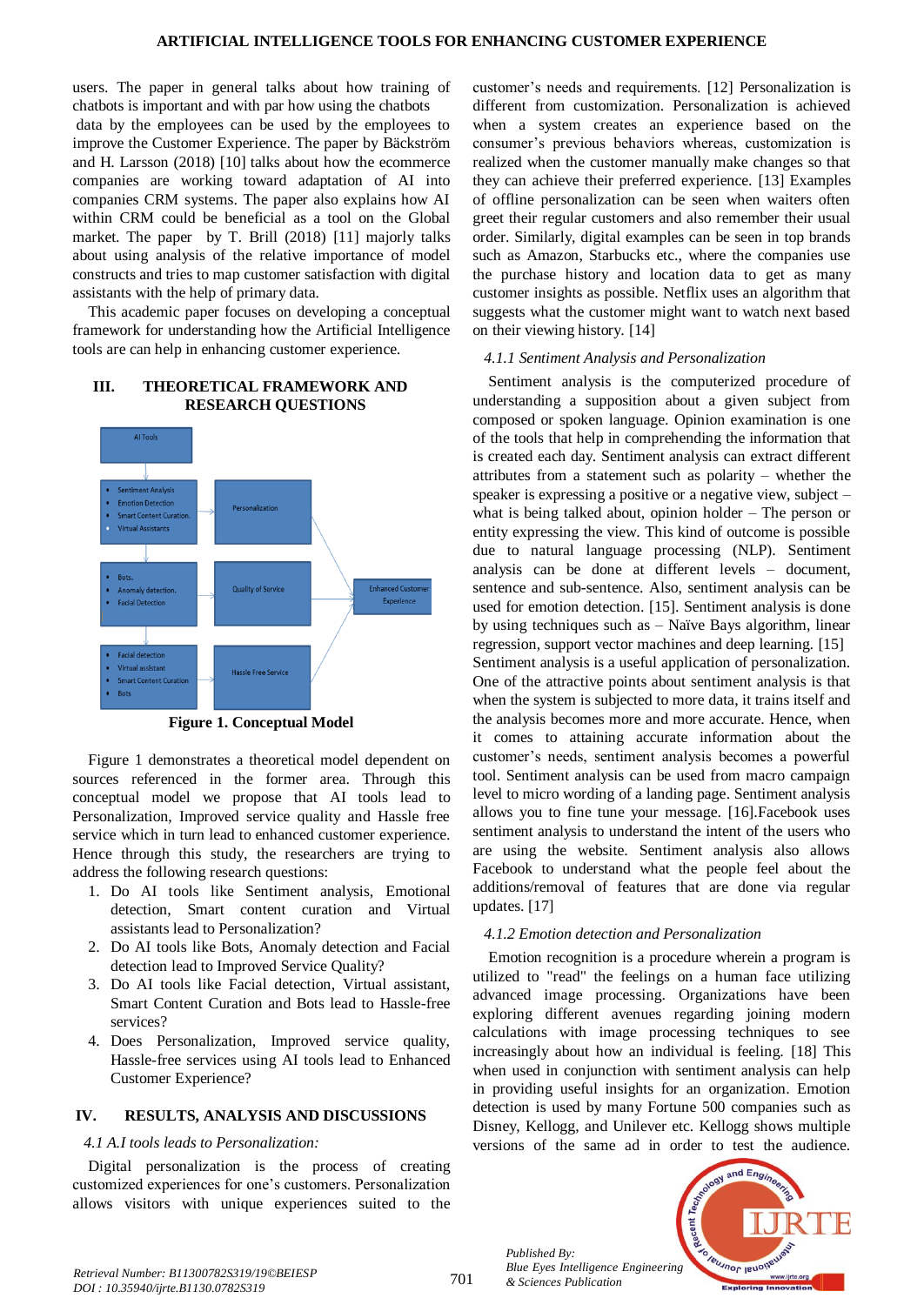users. The paper in general talks about how training of chatbots is important and with par how using the chatbots data by the employees can be used by the employees to improve the Customer Experience. The paper by Bäckström and H. Larsson (2018) [10] talks about how the ecommerce companies are working toward adaptation of AI into companies CRM systems. The paper also explains how AI within CRM could be beneficial as a tool on the Global market. The paper by T. Brill (2018) [11] majorly talks about using analysis of the relative importance of model constructs and tries to map customer satisfaction with digital assistants with the help of primary data.

This academic paper focuses on developing a conceptual framework for understanding how the Artificial Intelligence tools are can help in enhancing customer experience.

## III. THEORETICAL FRAMEWORK AND RESEARCH QUESTIONS

AI Tools

- Sentiment Analysis
- Emotion Detection
- Smart Content Curation.
- Virtual Assistants

Personalization

- Bots.
- Anomaly detection.
- Facial Detection

Quality of Service

Enhanced Customer Experience

- Facial detection
- Virtual assistant
- Smart Content Curation
- Bots

Hassle Free Service

**Figure 1. Conceptual Model**

Figure 1 demonstrates a theoretical model dependent on sources referenced in the former area. Through this conceptual model we propose that AI tools lead to Personalization, Improved service quality and Hassle free service which in turn lead to enhanced customer experience. Hence through this study, the researchers are trying to address the following research questions:

1. Do AI tools like Sentiment analysis, Emotional detection, Smart content curation and Virtual assistants lead to Personalization?
2. Do AI tools like Bots, Anomaly detection and Facial detection lead to Improved Service Quality?
3. Do AI tools like Facial detection, Virtual assistant, Smart Content Curation and Bots lead to Hassle-free services?
4. Does Personalization, Improved service quality, Hassle-free services using AI tools lead to Enhanced Customer Experience?

## IV. RESULTS, ANALYSIS AND DISCUSSIONS

### *4.1 A.I tools leads to Personalization:*

Digital personalization is the process of creating customized experiences for one's customers. Personalization allows visitors with unique experiences suited to the customer's needs and requirements. [12] Personalization is different from customization. Personalization is achieved when a system creates an experience based on the consumer's previous behaviors whereas, customization is realized when the customer manually make changes so that they can achieve their preferred experience. [13] Examples of offline personalization can be seen when waiters often greet their regular customers and also remember their usual order. Similarly, digital examples can be seen in top brands such as Amazon, Starbucks etc., where the companies use the purchase history and location data to get as many customer insights as possible. Netflix uses an algorithm that suggests what the customer might want to watch next based on their viewing history. [14]

#### *4.1.1 Sentiment Analysis and Personalization*

Sentiment analysis is the computerized procedure of understanding a supposition about a given subject from composed or spoken language. Opinion examination is one of the tools that help in comprehending the information that is created each day. Sentiment analysis can extract different attributes from a statement such as polarity – whether the speaker is expressing a positive or a negative view, subject – what is being talked about, opinion holder – The person or entity expressing the view. This kind of outcome is possible due to natural language processing (NLP). Sentiment analysis can be done at different levels – document, sentence and sub-sentence. Also, sentiment analysis can be used for emotion detection. [15]. Sentiment analysis is done by using techniques such as – Naïve Bays algorithm, linear regression, support vector machines and deep learning. [15] Sentiment analysis is a useful application of personalization. One of the attractive points about sentiment analysis is that when the system is subjected to more data, it trains itself and the analysis becomes more and more accurate. Hence, when it comes to attaining accurate information about the customer's needs, sentiment analysis becomes a powerful tool. Sentiment analysis can be used from macro campaign level to micro wording of a landing page. Sentiment analysis allows you to fine tune your message. [16].Facebook uses sentiment analysis to understand the intent of the users who are using the website. Sentiment analysis also allows Facebook to understand what the people feel about the additions/removal of features that are done via regular updates. [17]

#### *4.1.2 Emotion detection and Personalization*

Emotion recognition is a procedure wherein a program is utilized to "read" the feelings on a human face utilizing advanced image processing. Organizations have been exploring different avenues regarding joining modern calculations with image processing techniques to see increasingly about how an individual is feeling. [18] This when used in conjunction with sentiment analysis can help in providing useful insights for an organization. Emotion detection is used by many Fortune 500 companies such as Disney, Kellogg, and Unilever etc. Kellogg shows multiple versions of the same ad in order to test the audience.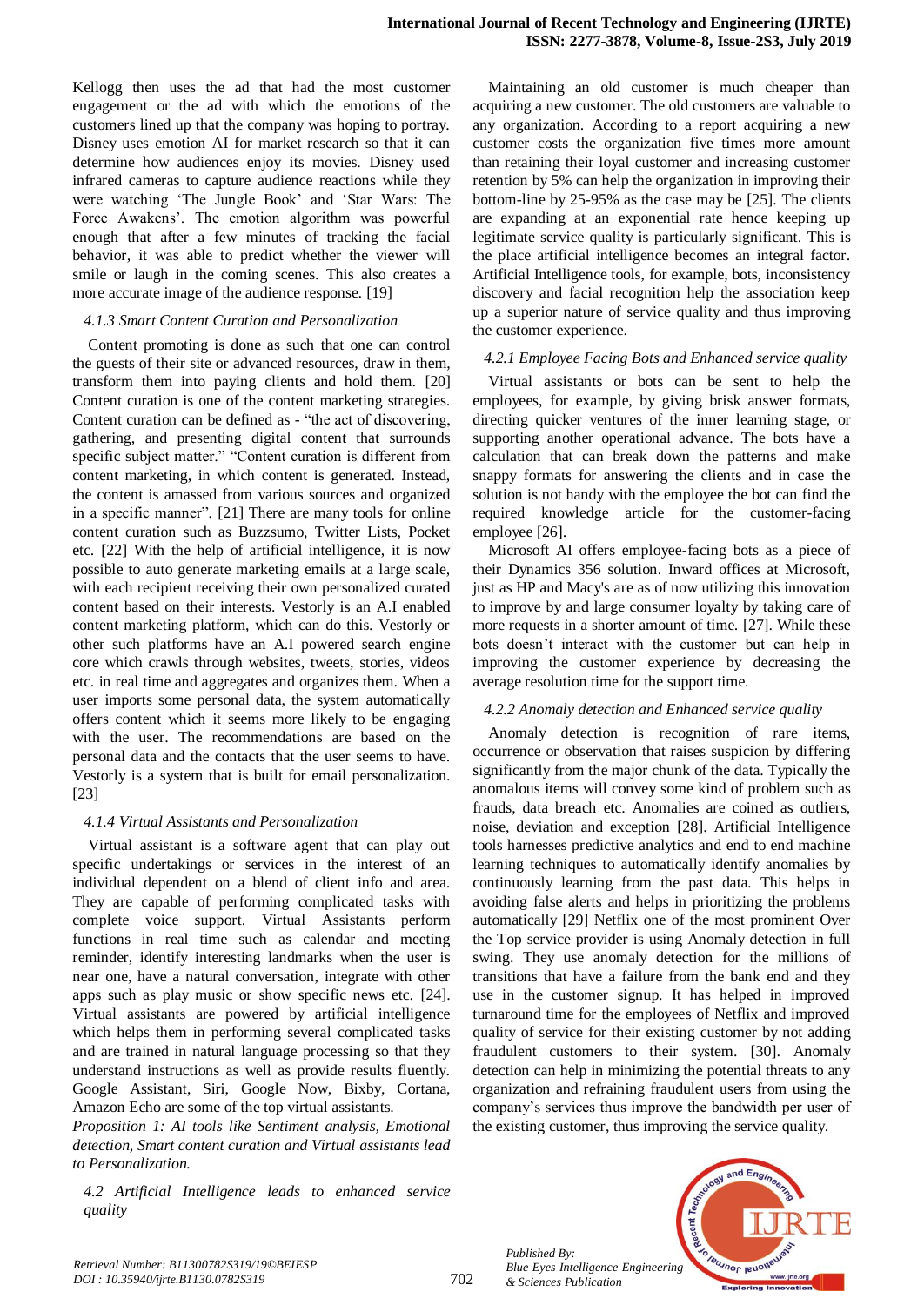Kellogg then uses the ad that had the most customer engagement or the ad with which the emotions of the customers lined up that the company was hoping to portray. Disney uses emotion AI for market research so that it can determine how audiences enjoy its movies. Disney used infrared cameras to capture audience reactions while they were watching 'The Jungle Book' and 'Star Wars: The Force Awakens'. The emotion algorithm was powerful enough that after a few minutes of tracking the facial behavior, it was able to predict whether the viewer will smile or laugh in the coming scenes. This also creates a more accurate image of the audience response. [19]

#### *4.1.3 Smart Content Curation and Personalization*

Content promoting is done as such that one can control the guests of their site or advanced resources, draw in them, transform them into paying clients and hold them. [20] Content curation is one of the content marketing strategies. Content curation can be defined as - "the act of discovering, gathering, and presenting digital content that surrounds specific subject matter." "Content curation is different from content marketing, in which content is generated. Instead, the content is amassed from various sources and organized in a specific manner". [21] There are many tools for online content curation such as Buzzsumo, Twitter Lists, Pocket etc. [22] With the help of artificial intelligence, it is now possible to auto generate marketing emails at a large scale, with each recipient receiving their own personalized curated content based on their interests. Vestorly is an A.I enabled content marketing platform, which can do this. Vestorly or other such platforms have an A.I powered search engine core which crawls through websites, tweets, stories, videos etc. in real time and aggregates and organizes them. When a user imports some personal data, the system automatically offers content which it seems more likely to be engaging with the user. The recommendations are based on the personal data and the contacts that the user seems to have. Vestorly is a system that is built for email personalization. [23]

#### *4.1.4 Virtual Assistants and Personalization*

Virtual assistant is a software agent that can play out specific undertakings or services in the interest of an individual dependent on a blend of client info and area. They are capable of performing complicated tasks with complete voice support. Virtual Assistants perform functions in real time such as calendar and meeting reminder, identify interesting landmarks when the user is near one, have a natural conversation, integrate with other apps such as play music or show specific news etc. [24]. Virtual assistants are powered by artificial intelligence which helps them in performing several complicated tasks and are trained in natural language processing so that they understand instructions as well as provide results fluently. Google Assistant, Siri, Google Now, Bixby, Cortana, Amazon Echo are some of the top virtual assistants.

*Proposition 1: AI tools like Sentiment analysis, Emotional detection, Smart content curation and Virtual assistants lead to Personalization.*

### *4.2 Artificial Intelligence leads to enhanced service quality*

Maintaining an old customer is much cheaper than acquiring a new customer. The old customers are valuable to any organization. According to a report acquiring a new customer costs the organization five times more amount than retaining their loyal customer and increasing customer retention by 5% can help the organization in improving their bottom-line by 25-95% as the case may be [25]. The clients are expanding at an exponential rate hence keeping up legitimate service quality is particularly significant. This is the place artificial intelligence becomes an integral factor. Artificial Intelligence tools, for example, bots, inconsistency discovery and facial recognition help the association keep up a superior nature of service quality and thus improving the customer experience.

#### *4.2.1 Employee Facing Bots and Enhanced service quality*

Virtual assistants or bots can be sent to help the employees, for example, by giving brisk answer formats, directing quicker ventures of the inner learning stage, or supporting another operational advance. The bots have a calculation that can break down the patterns and make snappy formats for answering the clients and in case the solution is not handy with the employee the bot can find the required knowledge article for the customer-facing employee [26].

Microsoft AI offers employee-facing bots as a piece of their Dynamics 356 solution. Inward offices at Microsoft, just as HP and Macy's are as of now utilizing this innovation to improve by and large consumer loyalty by taking care of more requests in a shorter amount of time. [27]. While these bots doesn't interact with the customer but can help in improving the customer experience by decreasing the average resolution time for the support time.

#### *4.2.2 Anomaly detection and Enhanced service quality*

Anomaly detection is recognition of rare items, occurrence or observation that raises suspicion by differing significantly from the major chunk of the data. Typically the anomalous items will convey some kind of problem such as frauds, data breach etc. Anomalies are coined as outliers, noise, deviation and exception [28]. Artificial Intelligence tools harnesses predictive analytics and end to end machine learning techniques to automatically identify anomalies by continuously learning from the past data. This helps in avoiding false alerts and helps in prioritizing the problems automatically [29] Netflix one of the most prominent Over the Top service provider is using Anomaly detection in full swing. They use anomaly detection for the millions of transitions that have a failure from the bank end and they use in the customer signup. It has helped in improved turnaround time for the employees of Netflix and improved quality of service for their existing customer by not adding fraudulent customers to their system. [30]. Anomaly detection can help in minimizing the potential threats to any organization and refraining fraudulent users from using the company's services thus improve the bandwidth per user of the existing customer, thus improving the service quality.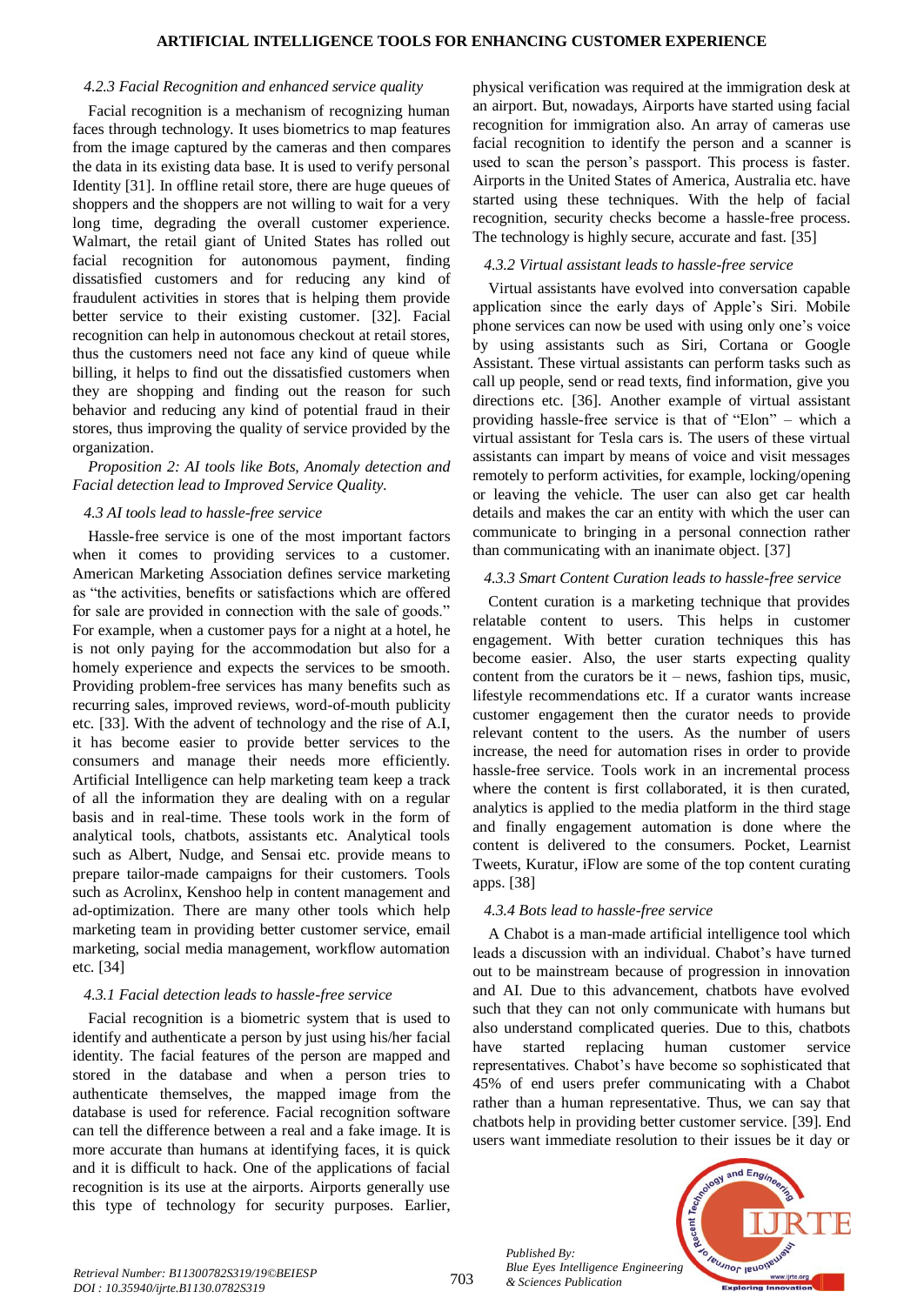### *4.2.3 Facial Recognition and enhanced service quality*

Facial recognition is a mechanism of recognizing human faces through technology. It uses biometrics to map features from the image captured by the cameras and then compares the data in its existing data base. It is used to verify personal Identity [31]. In offline retail store, there are huge queues of shoppers and the shoppers are not willing to wait for a very long time, degrading the overall customer experience. Walmart, the retail giant of United States has rolled out facial recognition for autonomous payment, finding dissatisfied customers and for reducing any kind of fraudulent activities in stores that is helping them provide better service to their existing customer. [32]. Facial recognition can help in autonomous checkout at retail stores, thus the customers need not face any kind of queue while billing, it helps to find out the dissatisfied customers when they are shopping and finding out the reason for such behavior and reducing any kind of potential fraud in their stores, thus improving the quality of service provided by the organization.

*Proposition 2: AI tools like Bots, Anomaly detection and Facial detection lead to Improved Service Quality.*

### *4.3 AI tools lead to hassle-free service*

Hassle-free service is one of the most important factors when it comes to providing services to a customer. American Marketing Association defines service marketing as "the activities, benefits or satisfactions which are offered for sale are provided in connection with the sale of goods." For example, when a customer pays for a night at a hotel, he is not only paying for the accommodation but also for a homely experience and expects the services to be smooth. Providing problem-free services has many benefits such as recurring sales, improved reviews, word-of-mouth publicity etc. [33]. With the advent of technology and the rise of A.I, it has become easier to provide better services to the consumers and manage their needs more efficiently. Artificial Intelligence can help marketing team keep a track of all the information they are dealing with on a regular basis and in real-time. These tools work in the form of analytical tools, chatbots, assistants etc. Analytical tools such as Albert, Nudge, and Sensai etc. provide means to prepare tailor-made campaigns for their customers. Tools such as Acrolinx, Kenshoo help in content management and ad-optimization. There are many other tools which help marketing team in providing better customer service, email marketing, social media management, workflow automation etc. [34]

### *4.3.1 Facial detection leads to hassle-free service*

Facial recognition is a biometric system that is used to identify and authenticate a person by just using his/her facial identity. The facial features of the person are mapped and stored in the database and when a person tries to authenticate themselves, the mapped image from the database is used for reference. Facial recognition software can tell the difference between a real and a fake image. It is more accurate than humans at identifying faces, it is quick and it is difficult to hack. One of the applications of facial recognition is its use at the airports. Airports generally use this type of technology for security purposes. Earlier, physical verification was required at the immigration desk at an airport. But, nowadays, Airports have started using facial recognition for immigration also. An array of cameras use facial recognition to identify the person and a scanner is used to scan the person's passport. This process is faster. Airports in the United States of America, Australia etc. have started using these techniques. With the help of facial recognition, security checks become a hassle-free process. The technology is highly secure, accurate and fast. [35]

### *4.3.2 Virtual assistant leads to hassle-free service*

Virtual assistants have evolved into conversation capable application since the early days of Apple's Siri. Mobile phone services can now be used with using only one's voice by using assistants such as Siri, Cortana or Google Assistant. These virtual assistants can perform tasks such as call up people, send or read texts, find information, give you directions etc. [36]. Another example of virtual assistant providing hassle-free service is that of "Elon" – which a virtual assistant for Tesla cars is. The users of these virtual assistants can impart by means of voice and visit messages remotely to perform activities, for example, locking/opening or leaving the vehicle. The user can also get car health details and makes the car an entity with which the user can communicate to bringing in a personal connection rather than communicating with an inanimate object. [37]

### *4.3.3 Smart Content Curation leads to hassle-free service*

Content curation is a marketing technique that provides relatable content to users. This helps in customer engagement. With better curation techniques this has become easier. Also, the user starts expecting quality content from the curators be it – news, fashion tips, music, lifestyle recommendations etc. If a curator wants increase customer engagement then the curator needs to provide relevant content to the users. As the number of users increase, the need for automation rises in order to provide hassle-free service. Tools work in an incremental process where the content is first collaborated, it is then curated, analytics is applied to the media platform in the third stage and finally engagement automation is done where the content is delivered to the consumers. Pocket, Learnist Tweets, Kuratur, iFlow are some of the top content curating apps. [38]

### *4.3.4 Bots lead to hassle-free service*

A Chabot is a man-made artificial intelligence tool which leads a discussion with an individual. Chabot's have turned out to be mainstream because of progression in innovation and AI. Due to this advancement, chatbots have evolved such that they can not only communicate with humans but also understand complicated queries. Due to this, chatbots have started replacing human customer service representatives. Chabot's have become so sophisticated that 45% of end users prefer communicating with a Chabot rather than a human representative. Thus, we can say that chatbots help in providing better customer service. [39]. End users want immediate resolution to their issues be it day or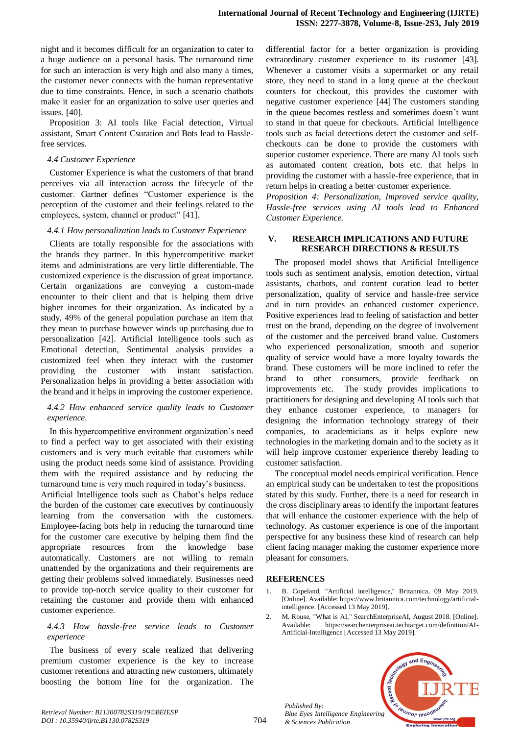night and it becomes difficult for an organization to cater to a huge audience on a personal basis. The turnaround time for such an interaction is very high and also many a times, the customer never connects with the human representative due to time constraints. Hence, in such a scenario chatbots make it easier for an organization to solve user queries and issues. [40].

Proposition 3: AI tools like Facial detection, Virtual assistant, Smart Content Csuration and Bots lead to Hassle-free services.

### *4.4 Customer Experience*

Customer Experience is what the customers of that brand perceives via all interaction across the lifecycle of the customer. Gartner defines "Customer experience is the perception of the customer and their feelings related to the employees, system, channel or product" [41].

#### *4.4.1 How personalization leads to Customer Experience*

Clients are totally responsible for the associations with the brands they partner. In this hypercompetitive market items and administrations are very little differentiable. The customized experience is the discussion of great importance. Certain organizations are conveying a custom-made encounter to their client and that is helping them drive higher incomes for their organization. As indicated by a study, 49% of the general population purchase an item that they mean to purchase however winds up purchasing due to personalization [42]. Artificial Intelligence tools such as Emotional detection, Sentimental analysis provides a customized feel when they interact with the customer providing the customer with instant satisfaction. Personalization helps in providing a better association with the brand and it helps in improving the customer experience.

#### *4.4.2 How enhanced service quality leads to Customer experience.*

In this hypercompetitive environment organization's need to find a perfect way to get associated with their existing customers and is very much evitable that customers while using the product needs some kind of assistance. Providing them with the required assistance and by reducing the turnaround time is very much required in today's business.

Artificial Intelligence tools such as Chabot's helps reduce the burden of the customer care executives by continuously learning from the conversation with the customers. Employee-facing bots help in reducing the turnaround time for the customer care executive by helping them find the appropriate resources from the knowledge base automatically. Customers are not willing to remain unattended by the organizations and their requirements are getting their problems solved immediately. Businesses need to provide top-notch service quality to their customer for retaining the customer and provide them with enhanced customer experience.

#### *4.4.3 How hassle-free service leads to Customer experience*

The business of every scale realized that delivering premium customer experience is the key to increase customer retentions and attracting new customers, ultimately boosting the bottom line for the organization. The differential factor for a better organization is providing extraordinary customer experience to its customer [43]. Whenever a customer visits a supermarket or any retail store, they need to stand in a long queue at the checkout counters for checkout, this provides the customer with negative customer experience [44] The customers standing in the queue becomes restless and sometimes doesn't want to stand in that queue for checkouts. Artificial Intelligence tools such as facial detections detect the customer and self-checkouts can be done to provide the customers with superior customer experience. There are many AI tools such as automated content creation, bots etc. that helps in providing the customer with a hassle-free experience, that in return helps in creating a better customer experience.

*Proposition 4: Personalization, Improved service quality, Hassle-free services using AI tools lead to Enhanced Customer Experience.*

## V. RESEARCH IMPLICATIONS AND FUTURE RESEARCH DIRECTIONS & RESULTS

The proposed model shows that Artificial Intelligence tools such as sentiment analysis, emotion detection, virtual assistants, chatbots, and content curation lead to better personalization, quality of service and hassle-free service and in turn provides an enhanced customer experience. Positive experiences lead to feeling of satisfaction and better trust on the brand, depending on the degree of involvement of the customer and the perceived brand value. Customers who experienced personalization, smooth and superior quality of service would have a more loyalty towards the brand. These customers will be more inclined to refer the brand to other consumers, provide feedback on improvements etc. The study provides implications to practitioners for designing and developing AI tools such that they enhance customer experience, to managers for designing the information technology strategy of their companies, to academicians as it helps explore new technologies in the marketing domain and to the society as it will help improve customer experience thereby leading to customer satisfaction.

The conceptual model needs empirical verification. Hence an empirical study can be undertaken to test the propositions stated by this study. Further, there is a need for research in the cross disciplinary areas to identify the important features that will enhance the customer experience with the help of technology. As customer experience is one of the important perspective for any business these kind of research can help client facing manager making the customer experience more pleasant for consumers.

## REFERENCES

1. B. Copeland, "Artificial intelligence," Britannica, 09 May 2019. [Online]. Available: https://www.britannica.com/technology/artificial-intelligence. [Accessed 13 May 2019].
2. M. Rouse, "What is AI," SearchEnterpriseAI, August 2018. [Online]. Available: https://searchenterpriseai.techtarget.com/definition/AI-Artificial-Intelligence [Accessed 13 May 2019].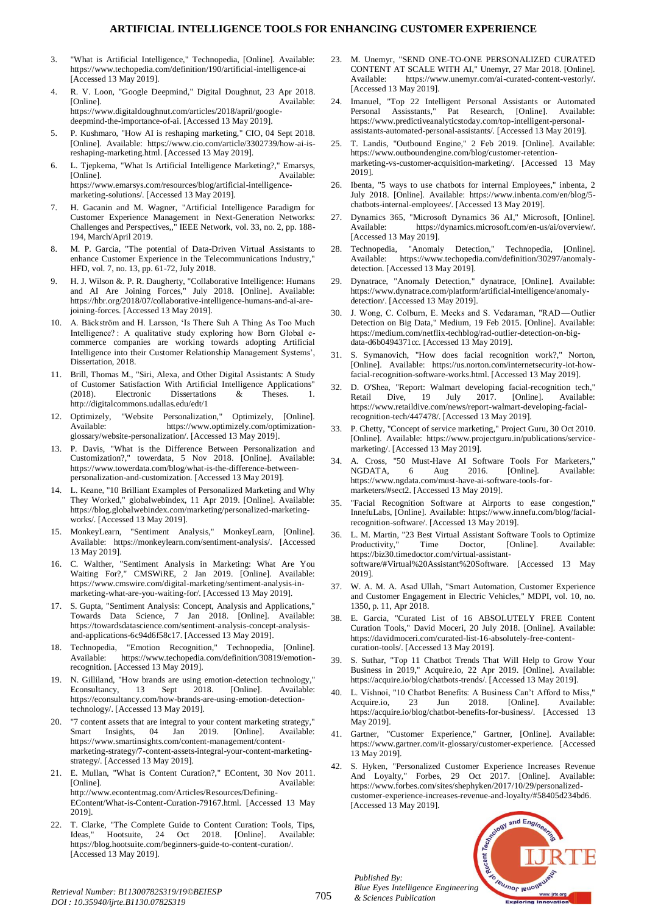3. "What is Artificial Intelligence," Technopedia, [Online]. Available: https://www.techopedia.com/definition/190/artificial-intelligence-ai [Accessed 13 May 2019].
4. R. V. Loon, "Google Deepmind," Digital Doughnut, 23 Apr 2018. [Online]. Available: https://www.digitaldoughnut.com/articles/2018/april/google-deepmind-the-importance-of-ai. [Accessed 13 May 2019].
5. P. Kushmaro, "How AI is reshaping marketing," CIO, 04 Sept 2018. [Online]. Available: https://www.cio.com/article/3302739/how-ai-is-reshaping-marketing.html. [Accessed 13 May 2019].
6. L. Tjepkema, "What Is Artificial Intelligence Marketing?," Emarsys, [Online]. Available: https://www.emarsys.com/resources/blog/artificial-intelligence-marketing-solutions/. [Accessed 13 May 2019].
7. H. Gacanin and M. Wagner, "Artificial Intelligence Paradigm for Customer Experience Management in Next-Generation Networks: Challenges and Perspectives,," IEEE Network, vol. 33, no. 2, pp. 188-194, March/April 2019.
8. M. P. Garcia, "The potential of Data-Driven Virtual Assistants to enhance Customer Experience in the Telecommunications Industry," HFD, vol. 7, no. 13, pp. 61-72, July 2018.
9. H. J. Wilson &. P. R. Daugherty, "Collaborative Intelligence: Humans and AI Are Joining Forces," July 2018. [Online]. Available: https://hbr.org/2018/07/collaborative-intelligence-humans-and-ai-are-joining-forces. [Accessed 13 May 2019].
10. A. Bäckström and H. Larsson, 'Is There Suh A Thing As Too Much Intelligence? : A qualitative study exploring how Born Global e-commerce companies are working towards adopting Artificial Intelligence into their Customer Relationship Management Systems', Dissertation, 2018.
11. Brill, Thomas M., "Siri, Alexa, and Other Digital Assistants: A Study of Customer Satisfaction With Artificial Intelligence Applications" (2018). Electronic Dissertations & Theses. 1. http://digitalcommons.udallas.edu/edt/1
12. Optimizely, "Website Personalization," Optimizely, [Online]. Available: https://www.optimizely.com/optimization-glossary/website-personalization/. [Accessed 13 May 2019].
13. P. Davis, "What is the Difference Between Personalization and Customization?," towerdata, 5 Nov 2018. [Online]. Available: https://www.towerdata.com/blog/what-is-the-difference-between-personalization-and-customization. [Accessed 13 May 2019].
14. L. Keane, "10 Brilliant Examples of Personalized Marketing and Why They Worked," globalwebindex, 11 Apr 2019. [Online]. Available: https://blog.globalwebindex.com/marketing/personalized-marketing-works/. [Accessed 13 May 2019].
15. MonkeyLearn, "Sentiment Analysis," MonkeyLearn, [Online]. Available: https://monkeylearn.com/sentiment-analysis/. [Accessed 13 May 2019].
16. C. Walther, "Sentiment Analysis in Marketing: What Are You Waiting For?," CMSWiRE, 2 Jan 2019. [Online]. Available: https://www.cmswire.com/digital-marketing/sentiment-analysis-in-marketing-what-are-you-waiting-for/. [Accessed 13 May 2019].
17. S. Gupta, "Sentiment Analysis: Concept, Analysis and Applications," Towards Data Science, 7 Jan 2018. [Online]. Available: https://towardsdatascience.com/sentiment-analysis-concept-analysis-and-applications-6c94d6f58c17. [Accessed 13 May 2019].
18. Technopedia, "Emotion Recognition," Technopedia, [Online]. Available: https://www.techopedia.com/definition/30819/emotion-recognition. [Accessed 13 May 2019].
19. N. Gilliland, "How brands are using emotion-detection technology," Econsultancy, 13 Sept 2018. [Online]. Available: https://econsultancy.com/how-brands-are-using-emotion-detection-technology/. [Accessed 13 May 2019].
20. "7 content assets that are integral to your content marketing strategy," Smart Insights, 04 Jan 2019. [Online]. Available: https://www.smartinsights.com/content-management/content-marketing-strategy/7-content-assets-integral-your-content-marketing-strategy/. [Accessed 13 May 2019].
21. E. Mullan, "What is Content Curation?," EContent, 30 Nov 2011. [Online]. Available: http://www.econtentmag.com/Articles/Resources/Defining-EContent/What-is-Content-Curation-79167.html. [Accessed 13 May 2019].
22. T. Clarke, "The Complete Guide to Content Curation: Tools, Tips, Ideas," Hootsuite, 24 Oct 2018. [Online]. Available: https://blog.hootsuite.com/beginners-guide-to-content-curation/. [Accessed 13 May 2019].
23. M. Unemyr, "SEND ONE-TO-ONE PERSONALIZED CURATED CONTENT AT SCALE WITH AI," Unemyr, 27 Mar 2018. [Online]. Available: https://www.unemyr.com/ai-curated-content-vestorly/. [Accessed 13 May 2019].
24. Imanuel, "Top 22 Intelligent Personal Assistants or Automated Personal Assisstants," Pat Research, [Online]. Available: https://www.predictiveanalyticstoday.com/top-intelligent-personal-assistants-automated-personal-assistants/. [Accessed 13 May 2019].
25. T. Landis, "Outbound Engine," 2 Feb 2019. [Online]. Available: https://www.outboundengine.com/blog/customer-retention-marketing-vs-customer-acquisition-marketing/. [Accessed 13 May 2019].
26. Ibenta, "5 ways to use chatbots for internal Employees," inbenta, 2 July 2018. [Online]. Available: https://www.inbenta.com/en/blog/5-chatbots-internal-employees/. [Accessed 13 May 2019].
27. Dynamics 365, "Microsoft Dynamics 36 AI," Microsoft, [Online]. Available: https://dynamics.microsoft.com/en-us/ai/overview/. [Accessed 13 May 2019].
28. Technopedia, "Anomaly Detection," Technopedia, [Online]. Available: https://www.techopedia.com/definition/30297/anomaly-detection. [Accessed 13 May 2019].
29. Dynatrace, "Anomaly Detection," dynatrace, [Online]. Available: https://www.dynatrace.com/platform/artificial-intelligence/anomaly-detection/. [Accessed 13 May 2019].
30. J. Wong, C. Colburn, E. Meeks and S. Vedaraman, "RAD—Outlier Detection on Big Data," Medium, 19 Feb 2015. [Online]. Available: https://medium.com/netflix-techblog/rad-outlier-detection-on-big-data-d6b0494371cc. [Accessed 13 May 2019].
31. S. Symanovich, "How does facial recognition work?," Norton, [Online]. Available: https://us.norton.com/internetsecurity-iot-how-facial-recognition-software-works.html. [Accessed 13 May 2019].
32. D. O'Shea, "Report: Walmart developing facial-recognition tech," Retail Dive, 19 July 2017. [Online]. Available: https://www.retaildive.com/news/report-walmart-developing-facial-recognition-tech/447478/. [Accessed 13 May 2019].
33. P. Chetty, "Concept of service marketing," Project Guru, 30 Oct 2010. [Online]. Available: https://www.projectguru.in/publications/service-marketing/. [Accessed 13 May 2019].
34. A. Cross, "50 Must-Have AI Software Tools For Marketers," NGDATA, 6 Aug 2016. [Online]. Available: https://www.ngdata.com/must-have-ai-software-tools-for-marketers/#sect2. [Accessed 13 May 2019].
35. "Facial Recognition Software at Airports to ease congestion," InnefuLabs, [Online]. Available: https://www.innefu.com/blog/facial-recognition-software/. [Accessed 13 May 2019].
36. L. M. Martin, "23 Best Virtual Assistant Software Tools to Optimize Productivity," Time Doctor, [Online]. Available: https://biz30.timedoctor.com/virtual-assistant-software/#Virtual%20Assistant%20Software. [Accessed 13 May 2019].
37. W. A. M. A. Asad Ullah, "Smart Automation, Customer Experience and Customer Engagement in Electric Vehicles," MDPI, vol. 10, no. 1350, p. 11, Apr 2018.
38. E. Garcia, "Curated List of 16 ABSOLUTELY FREE Content Curation Tools," David Moceri, 20 July 2018. [Online]. Available: https://davidmoceri.com/curated-list-16-absolutely-free-content-curation-tools/. [Accessed 13 May 2019].
39. S. Suthar, "Top 11 Chatbot Trends That Will Help to Grow Your Business in 2019," Acquire.io, 22 Apr 2019. [Online]. Available: https://acquire.io/blog/chatbots-trends/. [Accessed 13 May 2019].
40. L. Vishnoi, "10 Chatbot Benefits: A Business Can't Afford to Miss," Acquire.io, 23 Jun 2018. [Online]. Available: https://acquire.io/blog/chatbot-benefits-for-business/. [Accessed 13 May 2019].
41. Gartner, "Customer Experience," Gartner, [Online]. Available: https://www.gartner.com/it-glossary/customer-experience. [Accessed 13 May 2019].
42. S. Hyken, "Personalized Customer Experience Increases Revenue And Loyalty," Forbes, 29 Oct 2017. [Online]. Available: https://www.forbes.com/sites/shephyken/2017/10/29/personalized-customer-experience-increases-revenue-and-loyalty/#58405d234bd6. [Accessed 13 May 2019].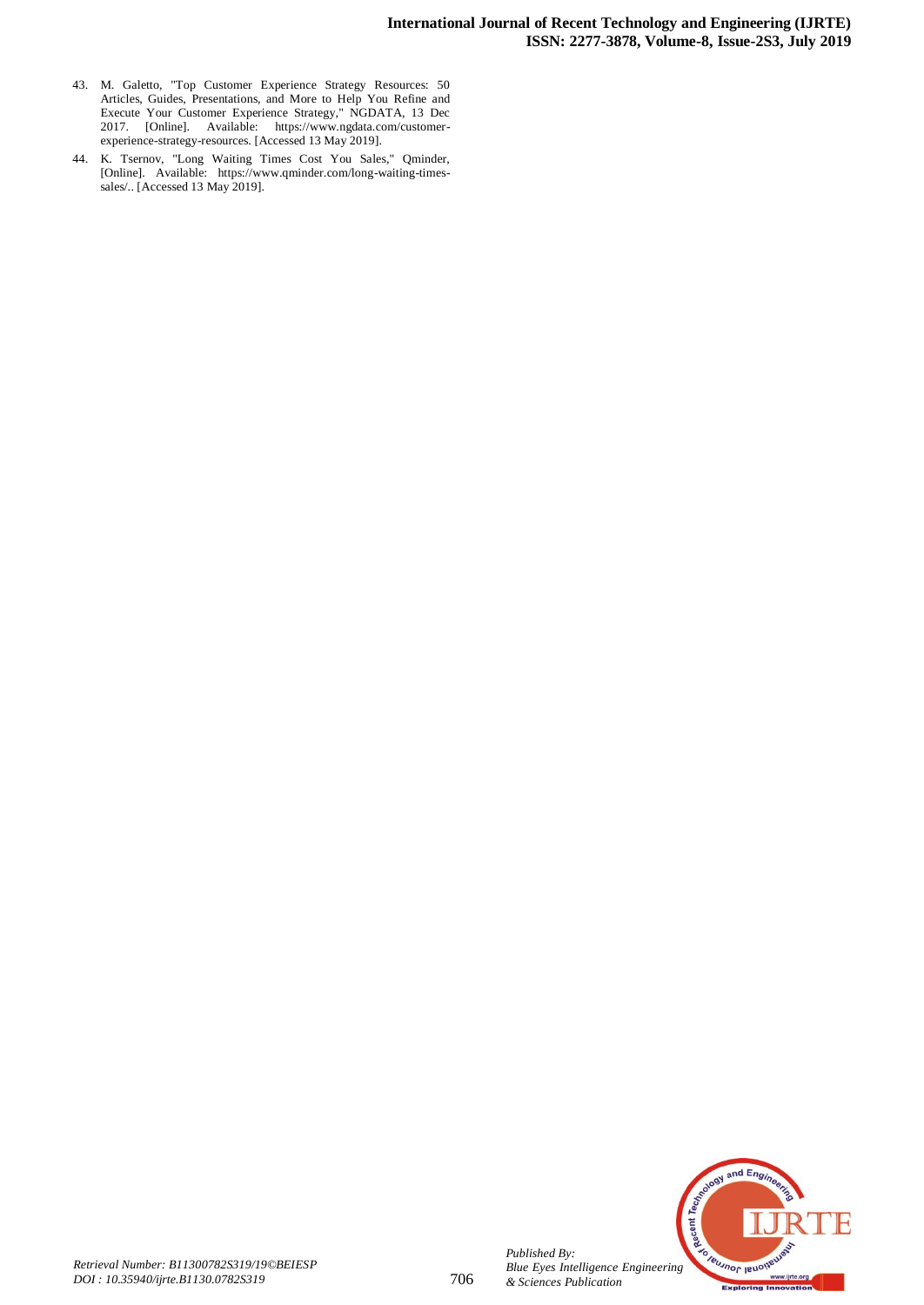43. M. Galetto, "Top Customer Experience Strategy Resources: 50 Articles, Guides, Presentations, and More to Help You Refine and Execute Your Customer Experience Strategy," NGDATA, 13 Dec 2017. [Online]. Available: https://www.ngdata.com/customer-experience-strategy-resources. [Accessed 13 May 2019].
44. K. Tsernov, "Long Waiting Times Cost You Sales," Qminder, [Online]. Available: https://www.qminder.com/long-waiting-times-sales/.. [Accessed 13 May 2019].